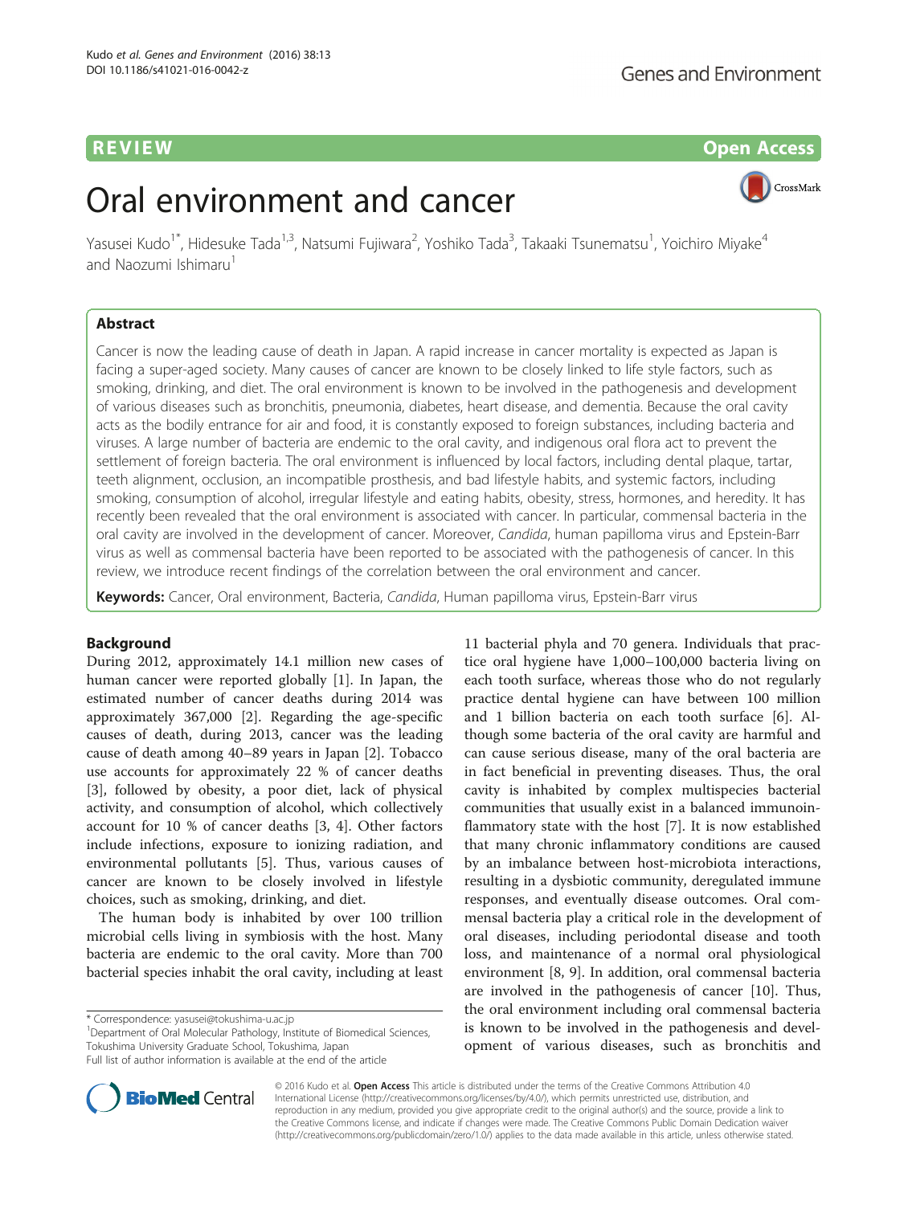REVIEW Open Access

# Oral environment and cancer

Yasusei Kudo[1*], Hidesuke Tada[1,3], Natsumi Fujiwara[2], Yoshiko Tada[3], Takaaki Tsunematsu[1], Yoichiro Miyake[4] and Naozumi Ishimaru[1]

## Abstract

Cancer is now the leading cause of death in Japan. A rapid increase in cancer mortality is expected as Japan is facing a super-aged society. Many causes of cancer are known to be closely linked to life style factors, such as smoking, drinking, and diet. The oral environment is known to be involved in the pathogenesis and development of various diseases such as bronchitis, pneumonia, diabetes, heart disease, and dementia. Because the oral cavity acts as the bodily entrance for air and food, it is constantly exposed to foreign substances, including bacteria and viruses. A large number of bacteria are endemic to the oral cavity, and indigenous oral flora act to prevent the settlement of foreign bacteria. The oral environment is influenced by local factors, including dental plaque, tartar, teeth alignment, occlusion, an incompatible prosthesis, and bad lifestyle habits, and systemic factors, including smoking, consumption of alcohol, irregular lifestyle and eating habits, obesity, stress, hormones, and heredity. It has recently been revealed that the oral environment is associated with cancer. In particular, commensal bacteria in the oral cavity are involved in the development of cancer. Moreover, *Candida*, human papilloma virus and Epstein-Barr virus as well as commensal bacteria have been reported to be associated with the pathogenesis of cancer. In this review, we introduce recent findings of the correlation between the oral environment and cancer.

**Keywords:** Cancer, Oral environment, Bacteria, *Candida*, Human papilloma virus, Epstein-Barr virus

## Background

During 2012, approximately 14.1 million new cases of human cancer were reported globally [1]. In Japan, the estimated number of cancer deaths during 2014 was approximately 367,000 [2]. Regarding the age-specific causes of death, during 2013, cancer was the leading cause of death among 40–89 years in Japan [2]. Tobacco use accounts for approximately 22 % of cancer deaths [3], followed by obesity, a poor diet, lack of physical activity, and consumption of alcohol, which collectively account for 10 % of cancer deaths [3, 4]. Other factors include infections, exposure to ionizing radiation, and environmental pollutants [5]. Thus, various causes of cancer are known to be closely involved in lifestyle choices, such as smoking, drinking, and diet.

The human body is inhabited by over 100 trillion microbial cells living in symbiosis with the host. Many bacteria are endemic to the oral cavity. More than 700 bacterial species inhabit the oral cavity, including at least 11 bacterial phyla and 70 genera. Individuals that practice oral hygiene have 1,000–100,000 bacteria living on each tooth surface, whereas those who do not regularly practice dental hygiene can have between 100 million and 1 billion bacteria on each tooth surface [6]. Although some bacteria of the oral cavity are harmful and can cause serious disease, many of the oral bacteria are in fact beneficial in preventing diseases. Thus, the oral cavity is inhabited by complex multispecies bacterial communities that usually exist in a balanced immunoinflammatory state with the host [7]. It is now established that many chronic inflammatory conditions are caused by an imbalance between host-microbiota interactions, resulting in a dysbiotic community, deregulated immune responses, and eventually disease outcomes. Oral commensal bacteria play a critical role in the development of oral diseases, including periodontal disease and tooth loss, and maintenance of a normal oral physiological environment [8, 9]. In addition, oral commensal bacteria are involved in the pathogenesis of cancer [10]. Thus, the oral environment including oral commensal bacteria is known to be involved in the pathogenesis and development of various diseases, such as bronchitis and

\* Correspondence: yasusei@tokushima-u.ac.jp
[1]Department of Oral Molecular Pathology, Institute of Biomedical Sciences, Tokushima University Graduate School, Tokushima, Japan
Full list of author information is available at the end of the article

© 2016 Kudo et al. **Open Access** This article is distributed under the terms of the Creative Commons Attribution 4.0 International License (http://creativecommons.org/licenses/by/4.0/), which permits unrestricted use, distribution, and reproduction in any medium, provided you give appropriate credit to the original author(s) and the source, provide a link to the Creative Commons license, and indicate if changes were made. The Creative Commons Public Domain Dedication waiver (http://creativecommons.org/publicdomain/zero/1.0/) applies to the data made available in this article, unless otherwise stated.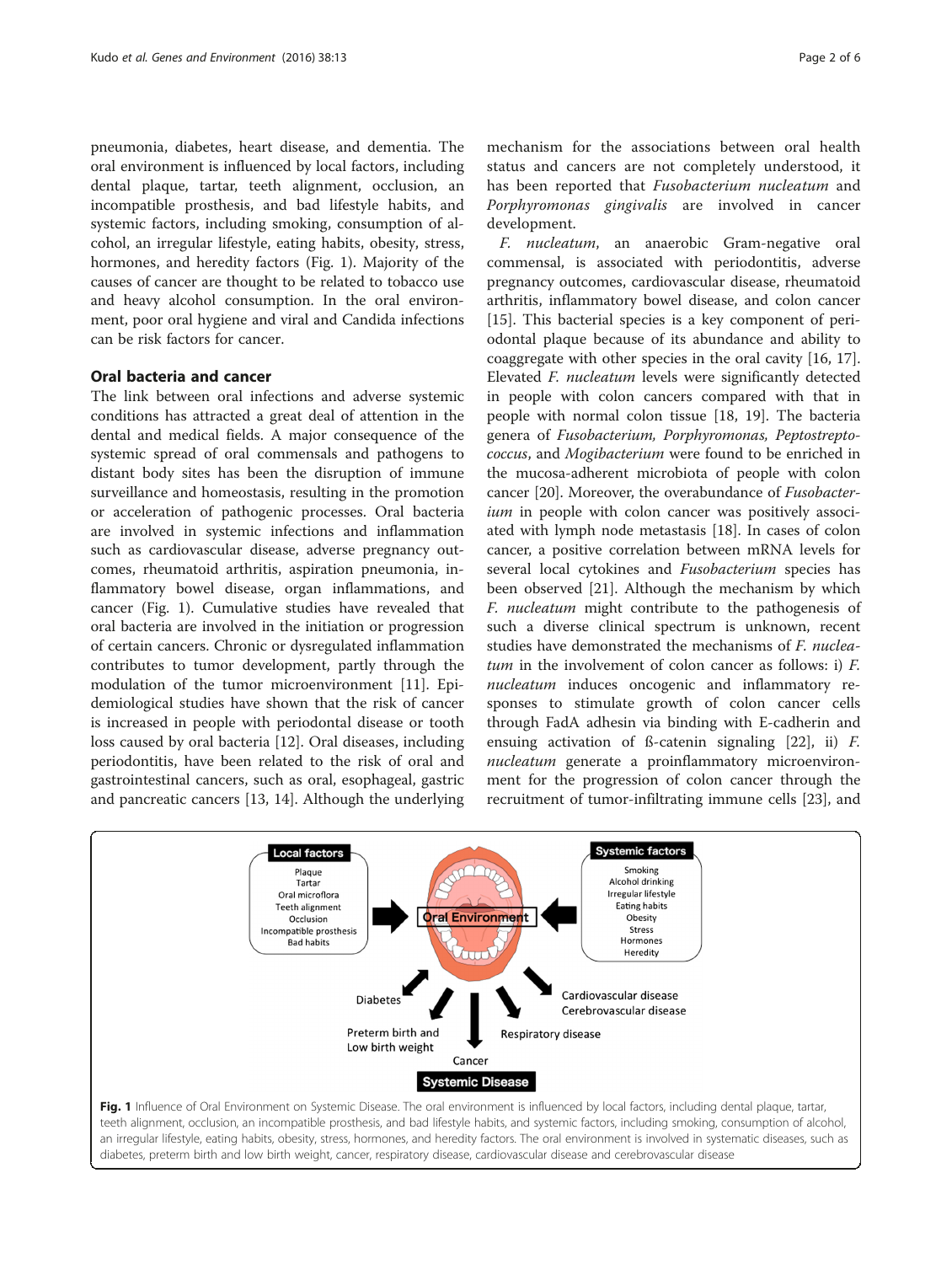pneumonia, diabetes, heart disease, and dementia. The oral environment is influenced by local factors, including dental plaque, tartar, teeth alignment, occlusion, an incompatible prosthesis, and bad lifestyle habits, and systemic factors, including smoking, consumption of alcohol, an irregular lifestyle, eating habits, obesity, stress, hormones, and heredity factors (Fig. 1). Majority of the causes of cancer are thought to be related to tobacco use and heavy alcohol consumption. In the oral environment, poor oral hygiene and viral and Candida infections can be risk factors for cancer.

## Oral bacteria and cancer

The link between oral infections and adverse systemic conditions has attracted a great deal of attention in the dental and medical fields. A major consequence of the systemic spread of oral commensals and pathogens to distant body sites has been the disruption of immune surveillance and homeostasis, resulting in the promotion or acceleration of pathogenic processes. Oral bacteria are involved in systemic infections and inflammation such as cardiovascular disease, adverse pregnancy outcomes, rheumatoid arthritis, aspiration pneumonia, inflammatory bowel disease, organ inflammations, and cancer (Fig. 1). Cumulative studies have revealed that oral bacteria are involved in the initiation or progression of certain cancers. Chronic or dysregulated inflammation contributes to tumor development, partly through the modulation of the tumor microenvironment [11]. Epidemiological studies have shown that the risk of cancer is increased in people with periodontal disease or tooth loss caused by oral bacteria [12]. Oral diseases, including periodontitis, have been related to the risk of oral and gastrointestinal cancers, such as oral, esophageal, gastric and pancreatic cancers [13, 14]. Although the underlying mechanism for the associations between oral health status and cancers are not completely understood, it has been reported that *Fusobacterium nucleatum* and *Porphyromonas gingivalis* are involved in cancer development.

*F. nucleatum*, an anaerobic Gram-negative oral commensal, is associated with periodontitis, adverse pregnancy outcomes, cardiovascular disease, rheumatoid arthritis, inflammatory bowel disease, and colon cancer [15]. This bacterial species is a key component of periodontal plaque because of its abundance and ability to coaggregate with other species in the oral cavity [16, 17]. Elevated *F. nucleatum* levels were significantly detected in people with colon cancers compared with that in people with normal colon tissue [18, 19]. The bacteria genera of *Fusobacterium, Porphyromonas, Peptostreptococcus*, and *Mogibacterium* were found to be enriched in the mucosa-adherent microbiota of people with colon cancer [20]. Moreover, the overabundance of *Fusobacterium* in people with colon cancer was positively associated with lymph node metastasis [18]. In cases of colon cancer, a positive correlation between mRNA levels for several local cytokines and *Fusobacterium* species has been observed [21]. Although the mechanism by which *F. nucleatum* might contribute to the pathogenesis of such a diverse clinical spectrum is unknown, recent studies have demonstrated the mechanisms of *F. nucleatum* in the involvement of colon cancer as follows: i) *F. nucleatum* induces oncogenic and inflammatory responses to stimulate growth of colon cancer cells through FadA adhesin via binding with E-cadherin and ensuing activation of ß-catenin signaling [22], ii) *F. nucleatum* generate a proinflammatory microenvironment for the progression of colon cancer through the recruitment of tumor-infiltrating immune cells [23], and

**Fig. 1** Influence of Oral Environment on Systemic Disease. The oral environment is influenced by local factors, including dental plaque, tartar, teeth alignment, occlusion, an incompatible prosthesis, and bad lifestyle habits, and systemic factors, including smoking, consumption of alcohol, an irregular lifestyle, eating habits, obesity, stress, hormones, and heredity factors. The oral environment is involved in systematic diseases, such as diabetes, preterm birth and low birth weight, cancer, respiratory disease, cardiovascular disease and cerebrovascular disease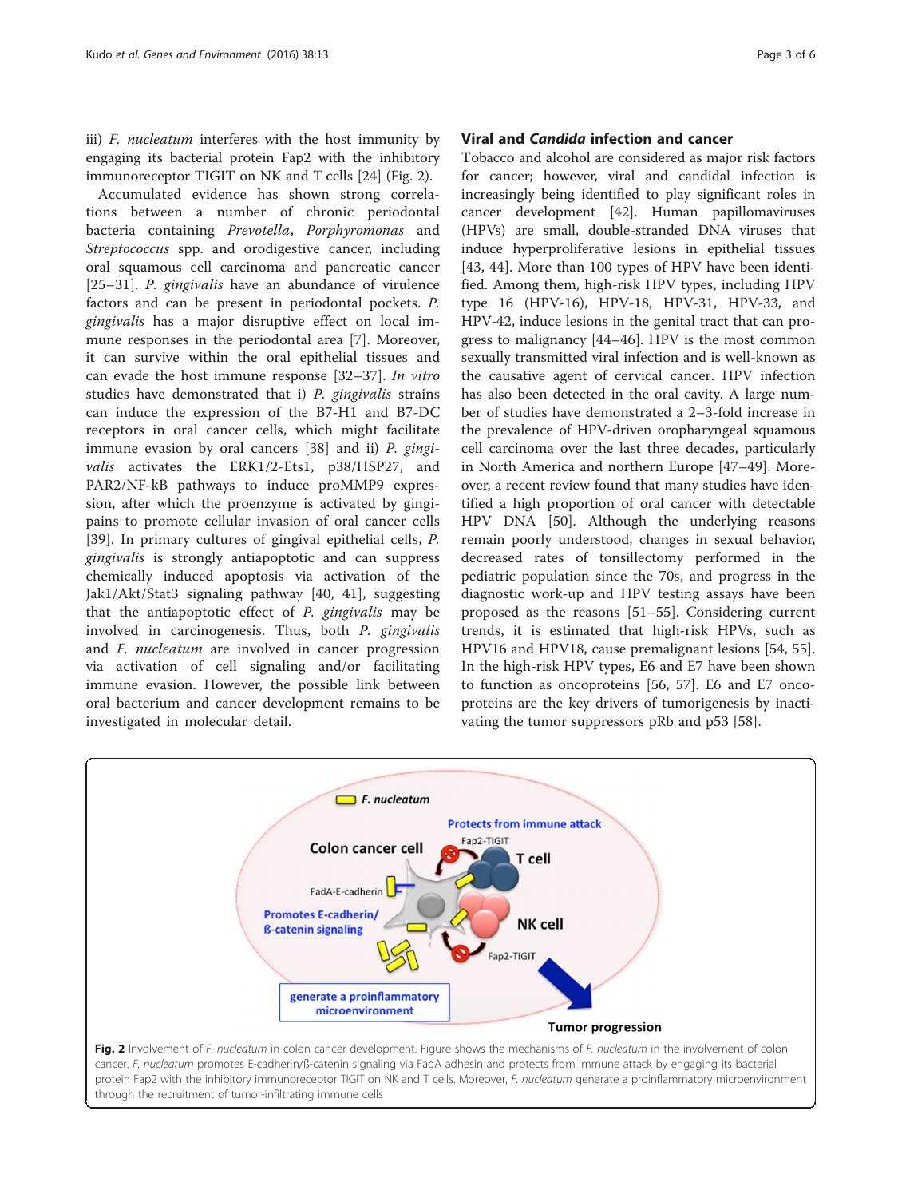iii) *F. nucleatum* interferes with the host immunity by engaging its bacterial protein Fap2 with the inhibitory immunoreceptor TIGIT on NK and T cells [24] (Fig. 2).

Accumulated evidence has shown strong correlations between a number of chronic periodontal bacteria containing *Prevotella*, *Porphyromonas* and *Streptococcus* spp. and orodigestive cancer, including oral squamous cell carcinoma and pancreatic cancer [25–31]. *P. gingivalis* have an abundance of virulence factors and can be present in periodontal pockets. *P. gingivalis* has a major disruptive effect on local immune responses in the periodontal area [7]. Moreover, it can survive within the oral epithelial tissues and can evade the host immune response [32–37]. *In vitro* studies have demonstrated that i) *P. gingivalis* strains can induce the expression of the B7-H1 and B7-DC receptors in oral cancer cells, which might facilitate immune evasion by oral cancers [38] and ii) *P. gingivalis* activates the ERK1/2-Ets1, p38/HSP27, and PAR2/NF-kB pathways to induce proMMP9 expression, after which the proenzyme is activated by gingipains to promote cellular invasion of oral cancer cells [39]. In primary cultures of gingival epithelial cells, *P. gingivalis* is strongly antiapoptotic and can suppress chemically induced apoptosis via activation of the Jak1/Akt/Stat3 signaling pathway [40, 41], suggesting that the antiapoptotic effect of *P. gingivalis* may be involved in carcinogenesis. Thus, both *P. gingivalis* and *F. nucleatum* are involved in cancer progression via activation of cell signaling and/or facilitating immune evasion. However, the possible link between oral bacterium and cancer development remains to be investigated in molecular detail.

## Viral and *Candida* infection and cancer

Tobacco and alcohol are considered as major risk factors for cancer; however, viral and candidal infection is increasingly being identified to play significant roles in cancer development [42]. Human papillomaviruses (HPVs) are small, double-stranded DNA viruses that induce hyperproliferative lesions in epithelial tissues [43, 44]. More than 100 types of HPV have been identified. Among them, high-risk HPV types, including HPV type 16 (HPV-16), HPV-18, HPV-31, HPV-33, and HPV-42, induce lesions in the genital tract that can progress to malignancy [44–46]. HPV is the most common sexually transmitted viral infection and is well-known as the causative agent of cervical cancer. HPV infection has also been detected in the oral cavity. A large number of studies have demonstrated a 2–3-fold increase in the prevalence of HPV-driven oropharyngeal squamous cell carcinoma over the last three decades, particularly in North America and northern Europe [47–49]. Moreover, a recent review found that many studies have identified a high proportion of oral cancer with detectable HPV DNA [50]. Although the underlying reasons remain poorly understood, changes in sexual behavior, decreased rates of tonsillectomy performed in the pediatric population since the 70s, and progress in the diagnostic work-up and HPV testing assays have been proposed as the reasons [51–55]. Considering current trends, it is estimated that high-risk HPVs, such as HPV16 and HPV18, cause premalignant lesions [54, 55]. In the high-risk HPV types, E6 and E7 have been shown to function as oncoproteins [56, 57]. E6 and E7 oncoproteins are the key drivers of tumorigenesis by inactivating the tumor suppressors pRb and p53 [58].

**Fig. 2** Involvement of *F. nucleatum* in colon cancer development. Figure shows the mechanisms of *F. nucleatum* in the involvement of colon cancer. *F. nucleatum* promotes E-cadherin/ß-catenin signaling via FadA adhesin and protects from immune attack by engaging its bacterial protein Fap2 with the inhibitory immunoreceptor TIGIT on NK and T cells. Moreover, *F. nucleatum* generate a proinflammatory microenvironment through the recruitment of tumor-infiltrating immune cells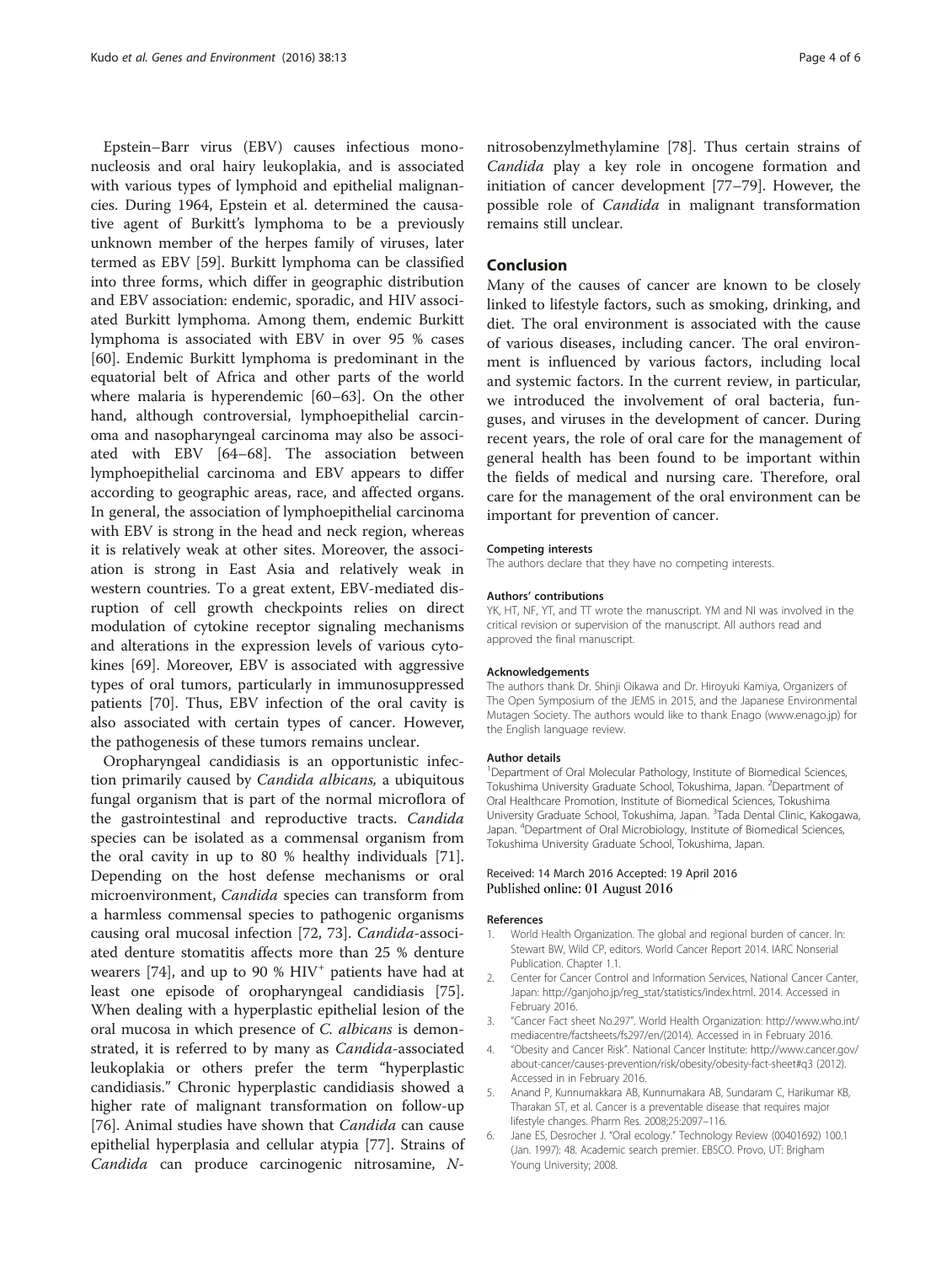Epstein–Barr virus (EBV) causes infectious mononucleosis and oral hairy leukoplakia, and is associated with various types of lymphoid and epithelial malignancies. During 1964, Epstein et al. determined the causative agent of Burkitt's lymphoma to be a previously unknown member of the herpes family of viruses, later termed as EBV [59]. Burkitt lymphoma can be classified into three forms, which differ in geographic distribution and EBV association: endemic, sporadic, and HIV associated Burkitt lymphoma. Among them, endemic Burkitt lymphoma is associated with EBV in over 95 % cases [60]. Endemic Burkitt lymphoma is predominant in the equatorial belt of Africa and other parts of the world where malaria is hyperendemic [60–63]. On the other hand, although controversial, lymphoepithelial carcinoma and nasopharyngeal carcinoma may also be associated with EBV [64–68]. The association between lymphoepithelial carcinoma and EBV appears to differ according to geographic areas, race, and affected organs. In general, the association of lymphoepithelial carcinoma with EBV is strong in the head and neck region, whereas it is relatively weak at other sites. Moreover, the association is strong in East Asia and relatively weak in western countries. To a great extent, EBV-mediated disruption of cell growth checkpoints relies on direct modulation of cytokine receptor signaling mechanisms and alterations in the expression levels of various cytokines [69]. Moreover, EBV is associated with aggressive types of oral tumors, particularly in immunosuppressed patients [70]. Thus, EBV infection of the oral cavity is also associated with certain types of cancer. However, the pathogenesis of these tumors remains unclear.

Oropharyngeal candidiasis is an opportunistic infection primarily caused by *Candida albicans*, a ubiquitous fungal organism that is part of the normal microflora of the gastrointestinal and reproductive tracts. *Candida* species can be isolated as a commensal organism from the oral cavity in up to 80 % healthy individuals [71]. Depending on the host defense mechanisms or oral microenvironment, *Candida* species can transform from a harmless commensal species to pathogenic organisms causing oral mucosal infection [72, 73]. *Candida*-associated denture stomatitis affects more than 25 % denture wearers [74], and up to 90 % HIV$^{+}$ patients have had at least one episode of oropharyngeal candidiasis [75]. When dealing with a hyperplastic epithelial lesion of the oral mucosa in which presence of *C. albicans* is demonstrated, it is referred to by many as *Candida*-associated leukoplakia or others prefer the term "hyperplastic candidiasis." Chronic hyperplastic candidiasis showed a higher rate of malignant transformation on follow-up [76]. Animal studies have shown that *Candida* can cause epithelial hyperplasia and cellular atypia [77]. Strains of *Candida* can produce carcinogenic nitrosamine, N-nitrosobenzylmethylamine [78]. Thus certain strains of *Candida* play a key role in oncogene formation and initiation of cancer development [77–79]. However, the possible role of *Candida* in malignant transformation remains still unclear.

## Conclusion

Many of the causes of cancer are known to be closely linked to lifestyle factors, such as smoking, drinking, and diet. The oral environment is associated with the cause of various diseases, including cancer. The oral environment is influenced by various factors, including local and systemic factors. In the current review, in particular, we introduced the involvement of oral bacteria, funguses, and viruses in the development of cancer. During recent years, the role of oral care for the management of general health has been found to be important within the fields of medical and nursing care. Therefore, oral care for the management of the oral environment can be important for prevention of cancer.

#### Competing interests

The authors declare that they have no competing interests.

#### Authors' contributions

YK, HT, NF, YT, and TT wrote the manuscript. YM and NI was involved in the critical revision or supervision of the manuscript. All authors read and approved the final manuscript.

#### Acknowledgements

The authors thank Dr. Shinji Oikawa and Dr. Hiroyuki Kamiya, Organizers of The Open Symposium of the JEMS in 2015, and the Japanese Environmental Mutagen Society. The authors would like to thank Enago (www.enago.jp) for the English language review.

#### Author details

[1]Department of Oral Molecular Pathology, Institute of Biomedical Sciences, Tokushima University Graduate School, Tokushima, Japan. [2]Department of Oral Healthcare Promotion, Institute of Biomedical Sciences, Tokushima University Graduate School, Tokushima, Japan. [3]Tada Dental Clinic, Kakogawa, Japan. [4]Department of Oral Microbiology, Institute of Biomedical Sciences, Tokushima University Graduate School, Tokushima, Japan.

Received: 14 March 2016 Accepted: 19 April 2016
Published online: 01 August 2016

#### References

1. World Health Organization. The global and regional burden of cancer. In: Stewart BW, Wild CP, editors. World Cancer Report 2014. IARC Nonserial Publication. Chapter 1.1.
2. Center for Cancer Control and Information Services, National Cancer Canter, Japan: http://ganjoho.jp/reg_stat/statistics/index.html. 2014. Accessed in February 2016.
3. "Cancer Fact sheet No.297". World Health Organization: http://www.who.int/mediacentre/factsheets/fs297/en/(2014). Accessed in in February 2016.
4. "Obesity and Cancer Risk". National Cancer Institute: http://www.cancer.gov/about-cancer/causes-prevention/risk/obesity/obesity-fact-sheet#q3 (2012). Accessed in in February 2016.
5. Anand P, Kunnumakkara AB, Kunnumakara AB, Sundaram C, Harikumar KB, Tharakan ST, et al. Cancer is a preventable disease that requires major lifestyle changes. Pharm Res. 2008;25:2097–116.
6. Jane ES, Desrocher J. "Oral ecology." Technology Review (00401692) 100.1 (Jan. 1997): 48. Academic search premier. EBSCO. Provo, UT: Brigham Young University; 2008.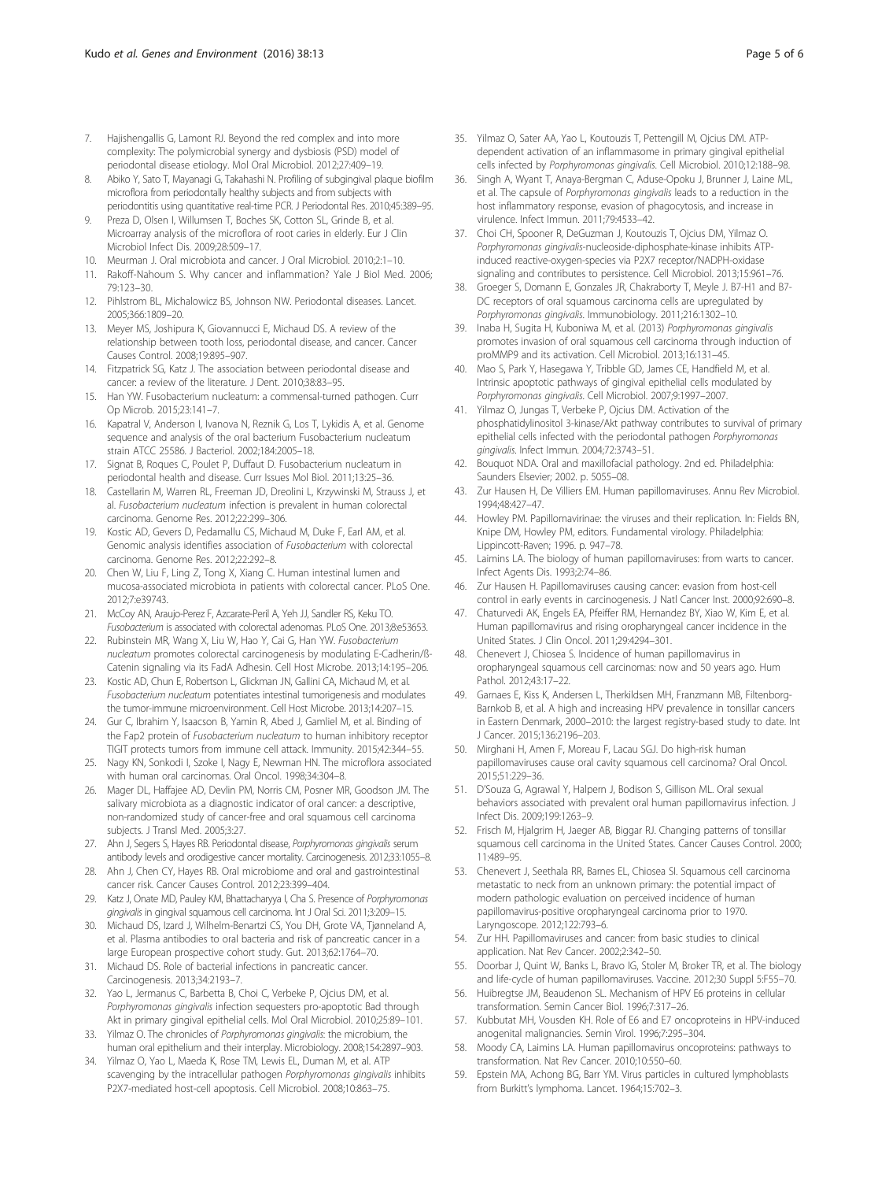7. Hajishengallis G, Lamont RJ. Beyond the red complex and into more complexity: The polymicrobial synergy and dysbiosis (PSD) model of periodontal disease etiology. Mol Oral Microbiol. 2012;27:409–19.
8. Abiko Y, Sato T, Mayanagi G, Takahashi N. Profiling of subgingival plaque biofilm microflora from periodontally healthy subjects and from subjects with periodontitis using quantitative real-time PCR. J Periodontal Res. 2010;45:389–95.
9. Preza D, Olsen I, Willumsen T, Boches SK, Cotton SL, Grinde B, et al. Microarray analysis of the microflora of root caries in elderly. Eur J Clin Microbiol Infect Dis. 2009;28:509–17.
10. Meurman J. Oral microbiota and cancer. J Oral Microbiol. 2010;2:1–10.
11. Rakoff-Nahoum S. Why cancer and inflammation? Yale J Biol Med. 2006; 79:123–30.
12. Pihlstrom BL, Michalowicz BS, Johnson NW. Periodontal diseases. Lancet. 2005;366:1809–20.
13. Meyer MS, Joshipura K, Giovannucci E, Michaud DS. A review of the relationship between tooth loss, periodontal disease, and cancer. Cancer Causes Control. 2008;19:895–907.
14. Fitzpatrick SG, Katz J. The association between periodontal disease and cancer: a review of the literature. J Dent. 2010;38:83–95.
15. Han YW. Fusobacterium nucleatum: a commensal-turned pathogen. Curr Op Microb. 2015;23:141–7.
16. Kapatral V, Anderson I, Ivanova N, Reznik G, Los T, Lykidis A, et al. Genome sequence and analysis of the oral bacterium Fusobacterium nucleatum strain ATCC 25586. J Bacteriol. 2002;184:2005–18.
17. Signat B, Roques C, Poulet P, Duffaut D. Fusobacterium nucleatum in periodontal health and disease. Curr Issues Mol Biol. 2011;13:25–36.
18. Castellarin M, Warren RL, Freeman JD, Dreolini L, Krzywinski M, Strauss J, et al. *Fusobacterium nucleatum* infection is prevalent in human colorectal carcinoma. Genome Res. 2012;22:299–306.
19. Kostic AD, Gevers D, Pedamallu CS, Michaud M, Duke F, Earl AM, et al. Genomic analysis identifies association of *Fusobacterium* with colorectal carcinoma. Genome Res. 2012;22:292–8.
20. Chen W, Liu F, Ling Z, Tong X, Xiang C. Human intestinal lumen and mucosa-associated microbiota in patients with colorectal cancer. PLoS One. 2012;7:e39743.
21. McCoy AN, Araujo-Perez F, Azcarate-Peril A, Yeh JJ, Sandler RS, Keku TO. *Fusobacterium* is associated with colorectal adenomas. PLoS One. 2013;8:e53653.
22. Rubinstein MR, Wang X, Liu W, Hao Y, Cai G, Han YW. *Fusobacterium nucleatum* promotes colorectal carcinogenesis by modulating E-Cadherin/ß-Catenin signaling via its FadA Adhesin. Cell Host Microbe. 2013;14:195–206.
23. Kostic AD, Chun E, Robertson L, Glickman JN, Gallini CA, Michaud M, et al. *Fusobacterium nucleatum* potentiates intestinal tumorigenesis and modulates the tumor-immune microenvironment. Cell Host Microbe. 2013;14:207–15.
24. Gur C, Ibrahim Y, Isaacson B, Yamin R, Abed J, Gamliel M, et al. Binding of the Fap2 protein of *Fusobacterium nucleatum* to human inhibitory receptor TIGIT protects tumors from immune cell attack. Immunity. 2015;42:344–55.
25. Nagy KN, Sonkodi I, Szoke I, Nagy E, Newman HN. The microflora associated with human oral carcinomas. Oral Oncol. 1998;34:304–8.
26. Mager DL, Haffajee AD, Devlin PM, Norris CM, Posner MR, Goodson JM. The salivary microbiota as a diagnostic indicator of oral cancer: a descriptive, non-randomized study of cancer-free and oral squamous cell carcinoma subjects. J Transl Med. 2005;3:27.
27. Ahn J, Segers S, Hayes RB. Periodontal disease, *Porphyromonas gingivalis* serum antibody levels and orodigestive cancer mortality. Carcinogenesis. 2012;33:1055–8.
28. Ahn J, Chen CY, Hayes RB. Oral microbiome and oral and gastrointestinal cancer risk. Cancer Causes Control. 2012;23:399–404.
29. Katz J, Onate MD, Pauley KM, Bhattacharyya I, Cha S. Presence of *Porphyromonas gingivalis* in gingival squamous cell carcinoma. Int J Oral Sci. 2011;3:209–15.
30. Michaud DS, Izard J, Wilhelm-Benartzi CS, You DH, Grote VA, Tjønneland A, et al. Plasma antibodies to oral bacteria and risk of pancreatic cancer in a large European prospective cohort study. Gut. 2013;62:1764–70.
31. Michaud DS. Role of bacterial infections in pancreatic cancer. Carcinogenesis. 2013;34:2193–7.
32. Yao L, Jermanus C, Barbetta B, Choi C, Verbeke P, Ojcius DM, et al. *Porphyromonas gingivalis* infection sequesters pro-apoptotic Bad through Akt in primary gingival epithelial cells. Mol Oral Microbiol. 2010;25:89–101.
33. Yilmaz O. The chronicles of *Porphyromonas gingivalis*: the microbium, the human oral epithelium and their interplay. Microbiology. 2008;154:2897–903.
34. Yilmaz O, Yao L, Maeda K, Rose TM, Lewis EL, Duman M, et al. ATP scavenging by the intracellular pathogen *Porphyromonas gingivalis* inhibits P2X7-mediated host-cell apoptosis. Cell Microbiol. 2008;10:863–75.
35. Yilmaz O, Sater AA, Yao L, Koutouzis T, Pettengill M, Ojcius DM. ATP-dependent activation of an inflammasome in primary gingival epithelial cells infected by *Porphyromonas gingivalis*. Cell Microbiol. 2010;12:188–98.
36. Singh A, Wyant T, Anaya-Bergman C, Aduse-Opoku J, Brunner J, Laine ML, et al. The capsule of *Porphyromonas gingivalis* leads to a reduction in the host inflammatory response, evasion of phagocytosis, and increase in virulence. Infect Immun. 2011;79:4533–42.
37. Choi CH, Spooner R, DeGuzman J, Koutouzis T, Ojcius DM, Yilmaz O. *Porphyromonas gingivalis*-nucleoside-diphosphate-kinase inhibits ATP-induced reactive-oxygen-species via P2X7 receptor/NADPH-oxidase signaling and contributes to persistence. Cell Microbiol. 2013;15:961–76.
38. Groeger S, Domann E, Gonzales JR, Chakraborty T, Meyle J. B7-H1 and B7-DC receptors of oral squamous carcinoma cells are upregulated by *Porphyromonas gingivalis*. Immunobiology. 2011;216:1302–10.
39. Inaba H, Sugita H, Kuboniwa M, et al. (2013) *Porphyromonas gingivalis* promotes invasion of oral squamous cell carcinoma through induction of proMMP9 and its activation. Cell Microbiol. 2013;16:131–45.
40. Mao S, Park Y, Hasegawa Y, Tribble GD, James CE, Handfield M, et al. Intrinsic apoptotic pathways of gingival epithelial cells modulated by *Porphyromonas gingivalis*. Cell Microbiol. 2007;9:1997–2007.
41. Yilmaz O, Jungas T, Verbeke P, Ojcius DM. Activation of the phosphatidylinositol 3-kinase/Akt pathway contributes to survival of primary epithelial cells infected with the periodontal pathogen *Porphyromonas gingivalis*. Infect Immun. 2004;72:3743–51.
42. Bouquot NDA. Oral and maxillofacial pathology. 2nd ed. Philadelphia: Saunders Elsevier; 2002. p. 5055–08.
43. Zur Hausen H, De Villiers EM. Human papillomaviruses. Annu Rev Microbiol. 1994;48:427–47.
44. Howley PM. Papillomavirinae: the viruses and their replication. In: Fields BN, Knipe DM, Howley PM, editors. Fundamental virology. Philadelphia: Lippincott-Raven; 1996. p. 947–78.
45. Laimins LA. The biology of human papillomaviruses: from warts to cancer. Infect Agents Dis. 1993;2:74–86.
46. Zur Hausen H. Papillomaviruses causing cancer: evasion from host-cell control in early events in carcinogenesis. J Natl Cancer Inst. 2000;92:690–8.
47. Chaturvedi AK, Engels EA, Pfeiffer RM, Hernandez BY, Xiao W, Kim E, et al. Human papillomavirus and rising oropharyngeal cancer incidence in the United States. J Clin Oncol. 2011;29:4294–301.
48. Chenevert J, Chiosea S. Incidence of human papillomavirus in oropharyngeal squamous cell carcinomas: now and 50 years ago. Hum Pathol. 2012;43:17–22.
49. Garnaes E, Kiss K, Andersen L, Therkildsen MH, Franzmann MB, Filtenborg-Barnkob B, et al. A high and increasing HPV prevalence in tonsillar cancers in Eastern Denmark, 2000–2010: the largest registry-based study to date. Int J Cancer. 2015;136:2196–203.
50. Mirghani H, Amen F, Moreau F, Lacau SGJ. Do high-risk human papillomaviruses cause oral cavity squamous cell carcinoma? Oral Oncol. 2015;51:229–36.
51. D'Souza G, Agrawal Y, Halpern J, Bodison S, Gillison ML. Oral sexual behaviors associated with prevalent oral human papillomavirus infection. J Infect Dis. 2009;199:1263–9.
52. Frisch M, Hjalgrim H, Jaeger AB, Biggar RJ. Changing patterns of tonsillar squamous cell carcinoma in the United States. Cancer Causes Control. 2000; 11:489–95.
53. Chenevert J, Seethala RR, Barnes EL, Chiosea SI. Squamous cell carcinoma metastatic to neck from an unknown primary: the potential impact of modern pathologic evaluation on perceived incidence of human papillomavirus-positive oropharyngeal carcinoma prior to 1970. Laryngoscope. 2012;122:793–6.
54. Zur HH. Papillomaviruses and cancer: from basic studies to clinical application. Nat Rev Cancer. 2002;2:342–50.
55. Doorbar J, Quint W, Banks L, Bravo IG, Stoler M, Broker TR, et al. The biology and life-cycle of human papillomaviruses. Vaccine. 2012;30 Suppl 5:F55–70.
56. Huibregtse JM, Beaudenon SL. Mechanism of HPV E6 proteins in cellular transformation. Semin Cancer Biol. 1996;7:317–26.
57. Kubbutat MH, Vousden KH. Role of E6 and E7 oncoproteins in HPV-induced anogenital malignancies. Semin Virol. 1996;7:295–304.
58. Moody CA, Laimins LA. Human papillomavirus oncoproteins: pathways to transformation. Nat Rev Cancer. 2010;10:550–60.
59. Epstein MA, Achong BG, Barr YM. Virus particles in cultured lymphoblasts from Burkitt's lymphoma. Lancet. 1964;15:702–3.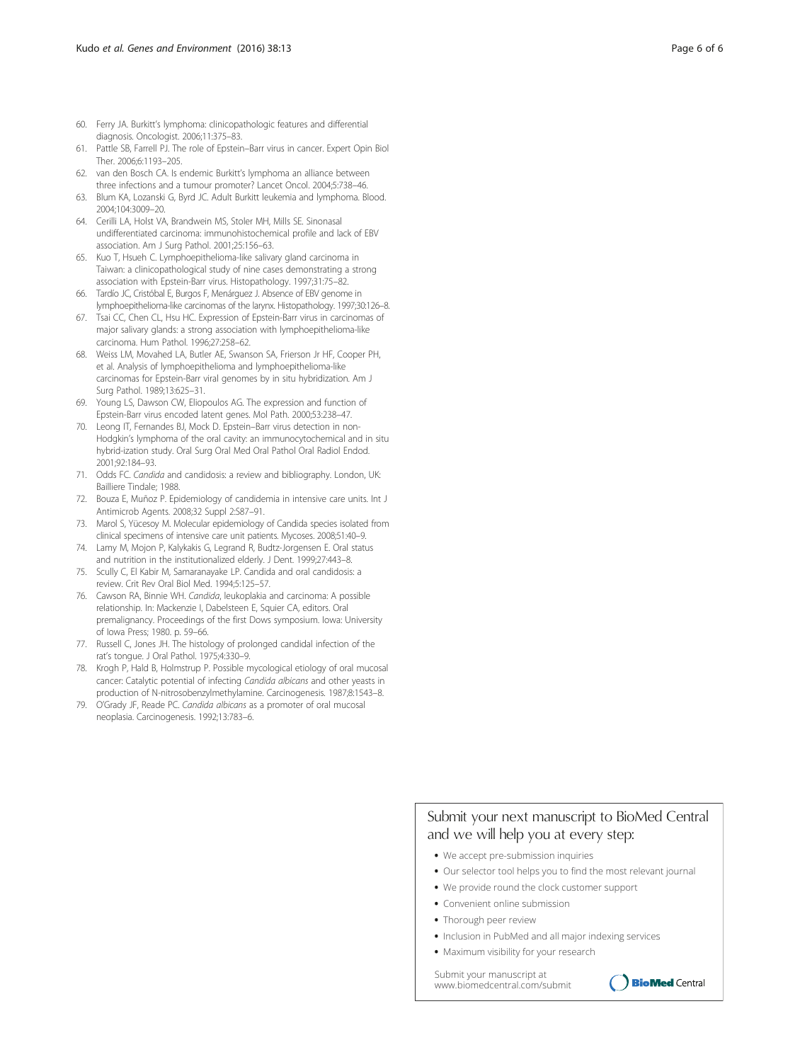60. Ferry JA. Burkitt's lymphoma: clinicopathologic features and differential diagnosis. Oncologist. 2006;11:375–83.
61. Pattle SB, Farrell PJ. The role of Epstein–Barr virus in cancer. Expert Opin Biol Ther. 2006;6:1193–205.
62. van den Bosch CA. Is endemic Burkitt's lymphoma an alliance between three infections and a tumour promoter? Lancet Oncol. 2004;5:738–46.
63. Blum KA, Lozanski G, Byrd JC. Adult Burkitt leukemia and lymphoma. Blood. 2004;104:3009–20.
64. Cerilli LA, Holst VA, Brandwein MS, Stoler MH, Mills SE. Sinonasal undifferentiated carcinoma: immunohistochemical profile and lack of EBV association. Am J Surg Pathol. 2001;25:156–63.
65. Kuo T, Hsueh C. Lymphoepithelioma-like salivary gland carcinoma in Taiwan: a clinicopathological study of nine cases demonstrating a strong association with Epstein-Barr virus. Histopathology. 1997;31:75–82.
66. Tardío JC, Cristóbal E, Burgos F, Menárguez J. Absence of EBV genome in lymphoepithelioma-like carcinomas of the larynx. Histopathology. 1997;30:126–8.
67. Tsai CC, Chen CL, Hsu HC. Expression of Epstein-Barr virus in carcinomas of major salivary glands: a strong association with lymphoepithelioma-like carcinoma. Hum Pathol. 1996;27:258–62.
68. Weiss LM, Movahed LA, Butler AE, Swanson SA, Frierson Jr HF, Cooper PH, et al. Analysis of lymphoepithelioma and lymphoepithelioma-like carcinomas for Epstein-Barr viral genomes by in situ hybridization. Am J Surg Pathol. 1989;13:625–31.
69. Young LS, Dawson CW, Eliopoulos AG. The expression and function of Epstein-Barr virus encoded latent genes. Mol Path. 2000;53:238–47.
70. Leong IT, Fernandes BJ, Mock D. Epstein–Barr virus detection in non-Hodgkin's lymphoma of the oral cavity: an immunocytochemical and in situ hybrid-ization study. Oral Surg Oral Med Oral Pathol Oral Radiol Endod. 2001;92:184–93.
71. Odds FC. *Candida* and candidosis: a review and bibliography. London, UK: Bailliere Tindale; 1988.
72. Bouza E, Muñoz P. Epidemiology of candidemia in intensive care units. Int J Antimicrob Agents. 2008;32 Suppl 2:S87–91.
73. Marol S, Yücesoy M. Molecular epidemiology of Candida species isolated from clinical specimens of intensive care unit patients. Mycoses. 2008;51:40–9.
74. Lamy M, Mojon P, Kalykakis G, Legrand R, Budtz-Jorgensen E. Oral status and nutrition in the institutionalized elderly. J Dent. 1999;27:443–8.
75. Scully C, El Kabir M, Samaranayake LP. Candida and oral candidosis: a review. Crit Rev Oral Biol Med. 1994;5:125–57.
76. Cawson RA, Binnie WH. *Candida*, leukoplakia and carcinoma: A possible relationship. In: Mackenzie I, Dabelsteen E, Squier CA, editors. Oral premalignancy. Proceedings of the first Dows symposium. Iowa: University of Iowa Press; 1980. p. 59–66.
77. Russell C, Jones JH. The histology of prolonged candidal infection of the rat's tongue. J Oral Pathol. 1975;4:330–9.
78. Krogh P, Hald B, Holmstrup P. Possible mycological etiology of oral mucosal cancer: Catalytic potential of infecting *Candida albicans* and other yeasts in production of N-nitrosobenzylmethylamine. Carcinogenesis. 1987;8:1543–8.
79. O'Grady JF, Reade PC. *Candida albicans* as a promoter of oral mucosal neoplasia. Carcinogenesis. 1992;13:783–6.

Submit your next manuscript to BioMed Central and we will help you at every step:

- We accept pre-submission inquiries
- Our selector tool helps you to find the most relevant journal
- We provide round the clock customer support
- Convenient online submission
- Thorough peer review
- Inclusion in PubMed and all major indexing services
- Maximum visibility for your research

Submit your manuscript at www.biomedcentral.com/submit